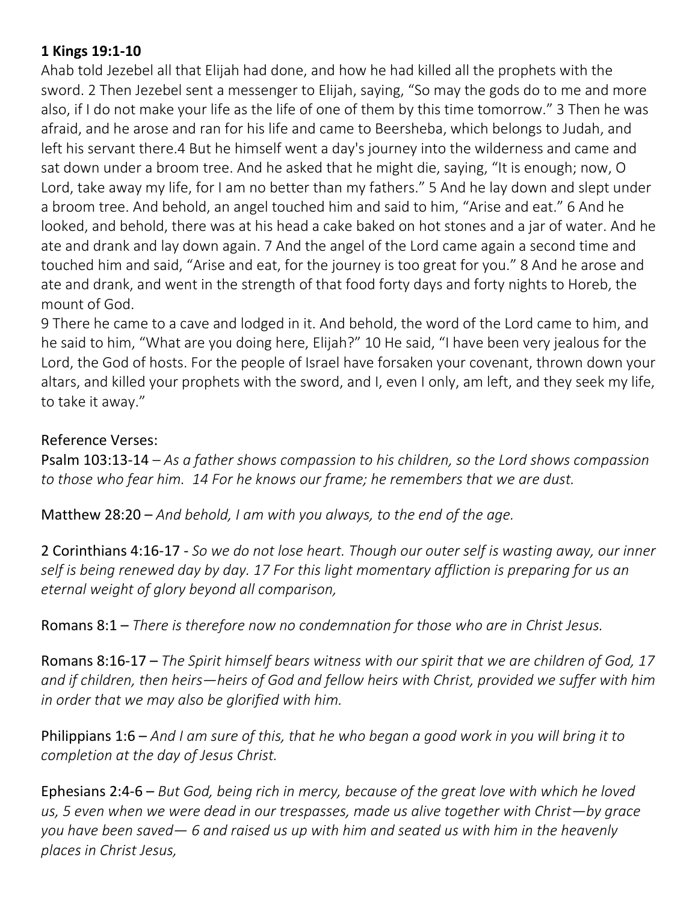**1 Kings 19:1-10**

Ahab told Jezebel all that Elijah had done, and how he had killed all the prophets with the sword. 2 Then Jezebel sent a messenger to Elijah, saying, "So may the gods do to me and more also, if I do not make your life as the life of one of them by this time tomorrow." 3 Then he was afraid, and he arose and ran for his life and came to Beersheba, which belongs to Judah, and left his servant there.4 But he himself went a day's journey into the wilderness and came and sat down under a broom tree. And he asked that he might die, saying, "It is enough; now, O Lord, take away my life, for I am no better than my fathers." 5 And he lay down and slept under a broom tree. And behold, an angel touched him and said to him, "Arise and eat." 6 And he looked, and behold, there was at his head a cake baked on hot stones and a jar of water. And he ate and drank and lay down again. 7 And the angel of the Lord came again a second time and touched him and said, "Arise and eat, for the journey is too great for you." 8 And he arose and ate and drank, and went in the strength of that food forty days and forty nights to Horeb, the mount of God.

9 There he came to a cave and lodged in it. And behold, the word of the Lord came to him, and he said to him, "What are you doing here, Elijah?" 10 He said, "I have been very jealous for the Lord, the God of hosts. For the people of Israel have forsaken your covenant, thrown down your altars, and killed your prophets with the sword, and I, even I only, am left, and they seek my life, to take it away."

Reference Verses:

Psalm 103:13-14 – *As a father shows compassion to his children, so the Lord shows compassion to those who fear him. 14 For he knows our frame; he remembers that we are dust.*

Matthew 28:20 – *And behold, I am with you always, to the end of the age.*

2 Corinthians 4:16-17 - *So we do not lose heart. Though our outer self is wasting away, our inner self is being renewed day by day. 17 For this light momentary affliction is preparing for us an eternal weight of glory beyond all comparison,*

Romans 8:1 – *There is therefore now no condemnation for those who are in Christ Jesus.*

Romans 8:16-17 – *The Spirit himself bears witness with our spirit that we are children of God, 17 and if children, then heirs—heirs of God and fellow heirs with Christ, provided we suffer with him in order that we may also be glorified with him.*

Philippians 1:6 – *And I am sure of this, that he who began a good work in you will bring it to completion at the day of Jesus Christ.*

Ephesians 2:4-6 – *But God, being rich in mercy, because of the great love with which he loved us, 5 even when we were dead in our trespasses, made us alive together with Christ—by grace you have been saved— 6 and raised us up with him and seated us with him in the heavenly places in Christ Jesus,*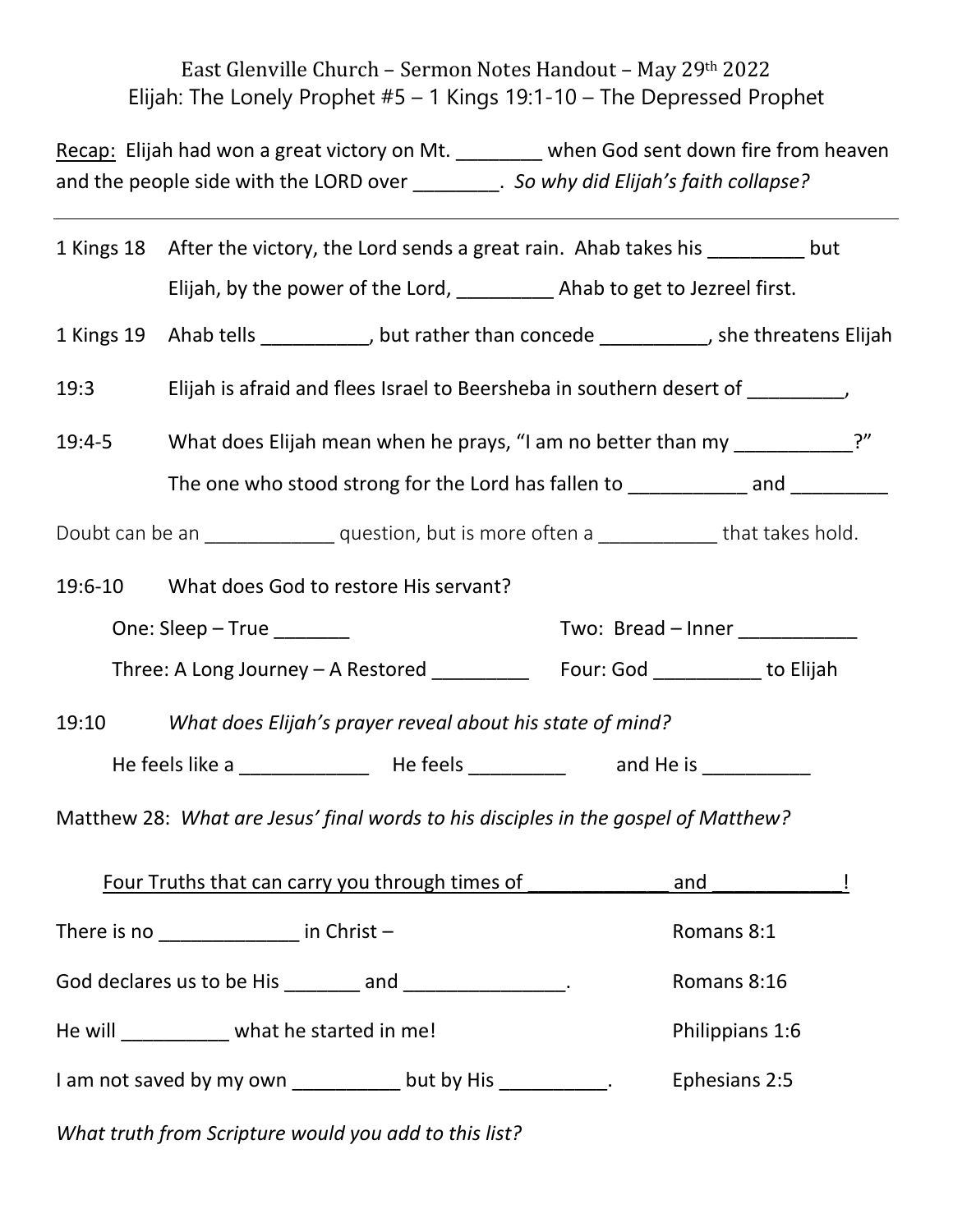East Glenville Church – Sermon Notes Handout – May 29th 2022

Elijah: The Lonely Prophet #5 – 1 Kings 19:1-10 – The Depressed Prophet

Recap: Elijah had won a great victory on Mt. ________ when God sent down fire from heaven and the people side with the LORD over ________. *So why did Elijah's faith collapse?*

---

1 Kings 18 After the victory, the Lord sends a great rain. Ahab takes his _________ but Elijah, by the power of the Lord, _________ Ahab to get to Jezreel first.

1 Kings 19 Ahab tells __________, but rather than concede __________, she threatens Elijah

19:3 Elijah is afraid and flees Israel to Beersheba in southern desert of _________,

19:4-5 What does Elijah mean when he prays, "I am no better than my ___________?"

The one who stood strong for the Lord has fallen to ___________ and _________

Doubt can be an ____________ question, but is more often a ___________ that takes hold.

19:6-10 What does God to restore His servant?

One: Sleep – True _______

Two: Bread – Inner ___________

Three: A Long Journey – A Restored _________

Four: God __________ to Elijah

19:10 *What does Elijah's prayer reveal about his state of mind?*

He feels like a ____________ He feels _________ and He is __________

Matthew 28: *What are Jesus' final words to his disciples in the gospel of Matthew?*

Four Truths that can carry you through times of _____________ and ____________!

There is no _____________ in Christ – Romans 8:1

God declares us to be His _______ and _______________. Romans 8:16

He will __________ what he started in me! Philippians 1:6

I am not saved by my own __________ but by His __________. Ephesians 2:5

*What truth from Scripture would you add to this list?*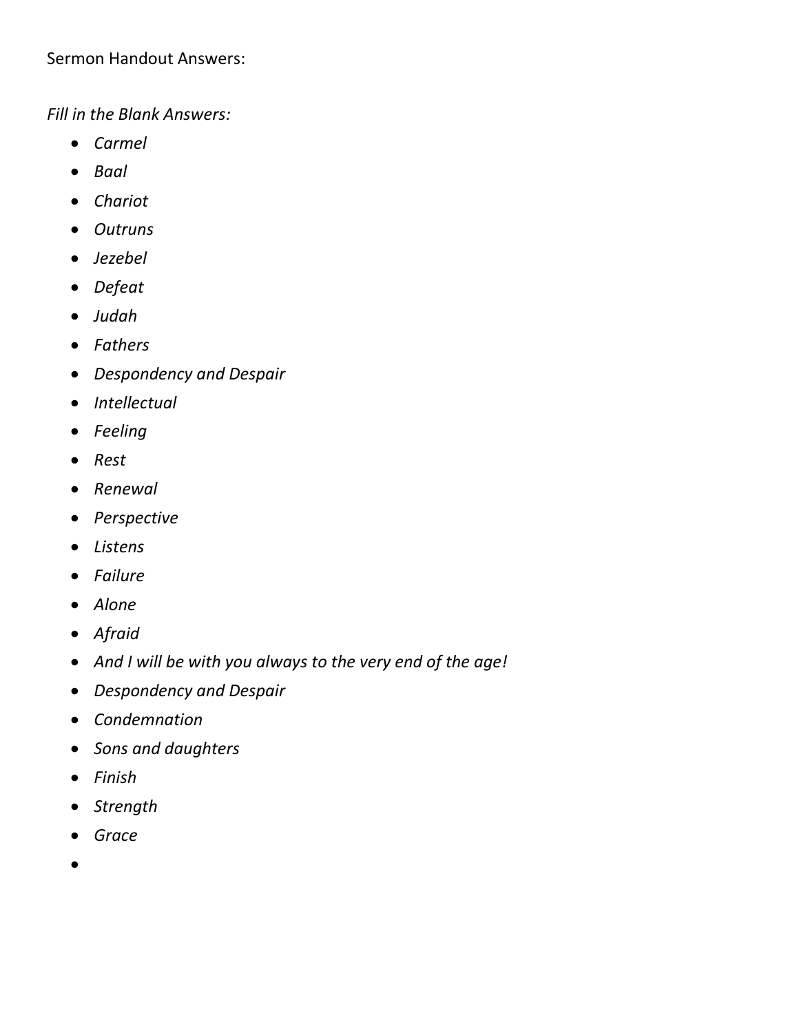Sermon Handout Answers:

*Fill in the Blank Answers:*

- *Carmel*
- *Baal*
- *Chariot*
- *Outruns*
- *Jezebel*
- *Defeat*
- *Judah*
- *Fathers*
- *Despondency and Despair*
- *Intellectual*
- *Feeling*
- *Rest*
- *Renewal*
- *Perspective*
- *Listens*
- *Failure*
- *Alone*
- *Afraid*
- *And I will be with you always to the very end of the age!*
- *Despondency and Despair*
- *Condemnation*
- *Sons and daughters*
- *Finish*
- *Strength*
- *Grace*